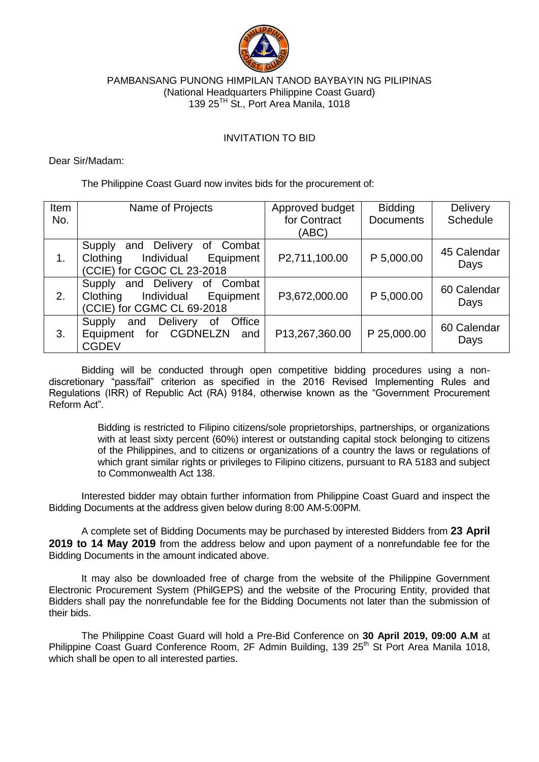PAMBANSANG PUNONG HIMPILAN TANOD BAYBAYIN NG PILIPINAS
(National Headquarters Philippine Coast Guard)
139 25TH St., Port Area Manila, 1018

# INVITATION TO BID

Dear Sir/Madam:

The Philippine Coast Guard now invites bids for the procurement of:

| Item No. | Name of Projects | Approved budget for Contract (ABC) | Bidding Documents | Delivery Schedule |
|---|---|---|---|---|
| 1. | Supply and Delivery of Combat Clothing Individual Equipment (CCIE) for CGOC CL 23-2018 | P2,711,100.00 | P 5,000.00 | 45 Calendar Days |
| 2. | Supply and Delivery of Combat Clothing Individual Equipment (CCIE) for CGMC CL 69-2018 | P3,672,000.00 | P 5,000.00 | 60 Calendar Days |
| 3. | Supply and Delivery of Office Equipment for CGDNELZN and CGDEV | P13,267,360.00 | P 25,000.00 | 60 Calendar Days |

Bidding will be conducted through open competitive bidding procedures using a non-discretionary "pass/fail" criterion as specified in the 2016 Revised Implementing Rules and Regulations (IRR) of Republic Act (RA) 9184, otherwise known as the "Government Procurement Reform Act".

> Bidding is restricted to Filipino citizens/sole proprietorships, partnerships, or organizations with at least sixty percent (60%) interest or outstanding capital stock belonging to citizens of the Philippines, and to citizens or organizations of a country the laws or regulations of which grant similar rights or privileges to Filipino citizens, pursuant to RA 5183 and subject to Commonwealth Act 138.

Interested bidder may obtain further information from Philippine Coast Guard and inspect the Bidding Documents at the address given below during 8:00 AM-5:00PM.

A complete set of Bidding Documents may be purchased by interested Bidders from **23 April 2019 to 14 May 2019** from the address below and upon payment of a nonrefundable fee for the Bidding Documents in the amount indicated above.

It may also be downloaded free of charge from the website of the Philippine Government Electronic Procurement System (PhilGEPS) and the website of the Procuring Entity, provided that Bidders shall pay the nonrefundable fee for the Bidding Documents not later than the submission of their bids.

The Philippine Coast Guard will hold a Pre-Bid Conference on **30 April 2019, 09:00 A.M** at Philippine Coast Guard Conference Room, 2F Admin Building, 139 25th St Port Area Manila 1018, which shall be open to all interested parties.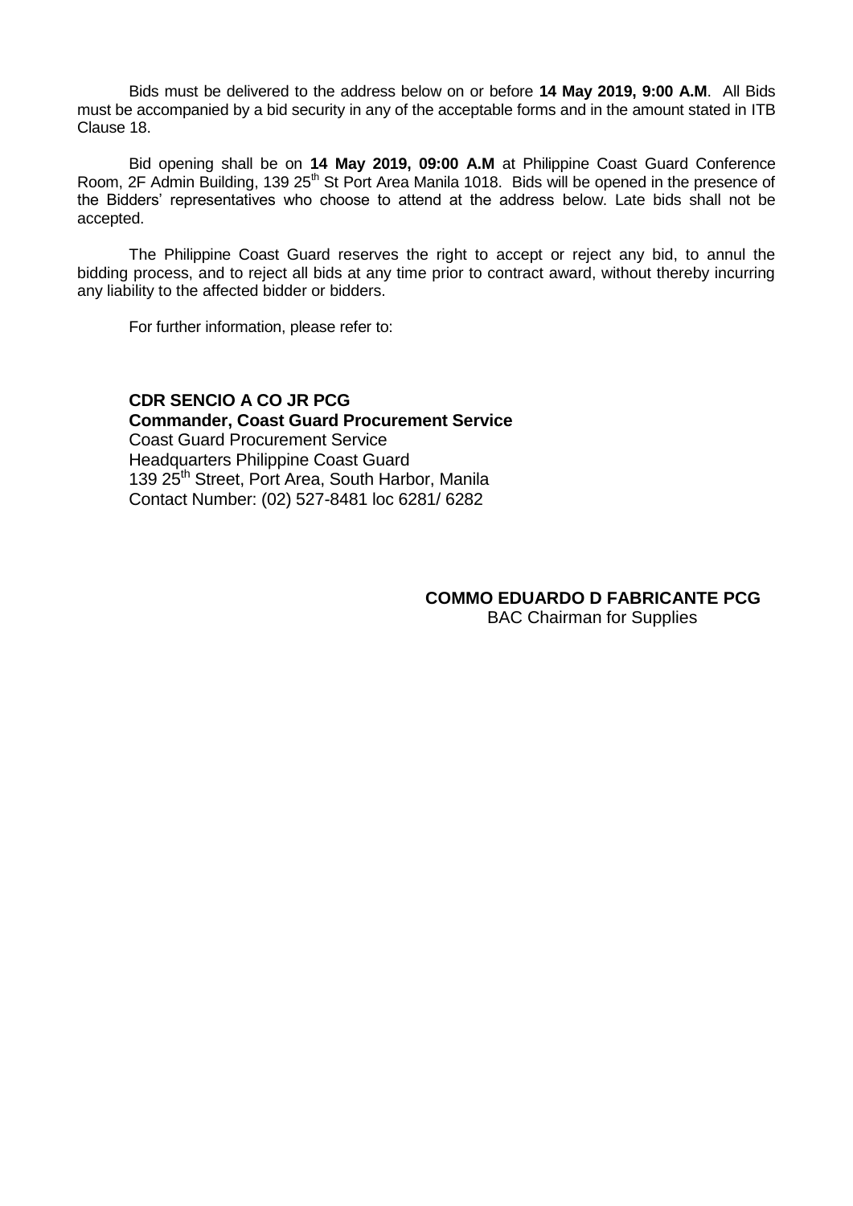Bids must be delivered to the address below on or before **14 May 2019, 9:00 A.M**. All Bids must be accompanied by a bid security in any of the acceptable forms and in the amount stated in ITB Clause 18.

Bid opening shall be on **14 May 2019, 09:00 A.M** at Philippine Coast Guard Conference Room, 2F Admin Building, 139 25th St Port Area Manila 1018. Bids will be opened in the presence of the Bidders' representatives who choose to attend at the address below. Late bids shall not be accepted.

The Philippine Coast Guard reserves the right to accept or reject any bid, to annul the bidding process, and to reject all bids at any time prior to contract award, without thereby incurring any liability to the affected bidder or bidders.

For further information, please refer to:

**CDR SENCIO A CO JR PCG**
**Commander, Coast Guard Procurement Service**
Coast Guard Procurement Service
Headquarters Philippine Coast Guard
139 25th Street, Port Area, South Harbor, Manila
Contact Number: (02) 527-8481 loc 6281/ 6282

**COMMO EDUARDO D FABRICANTE PCG**
BAC Chairman for Supplies